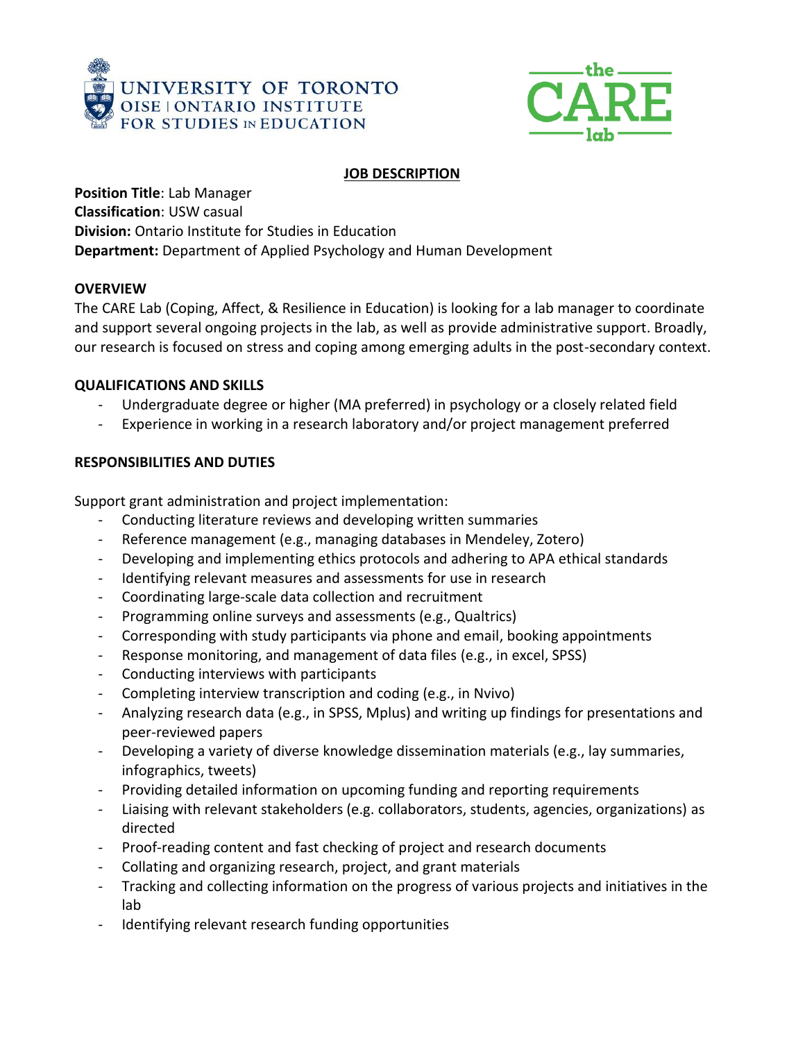## JOB DESCRIPTION

**Position Title**: Lab Manager
**Classification**: USW casual
**Division:** Ontario Institute for Studies in Education
**Department:** Department of Applied Psychology and Human Development

**OVERVIEW**

The CARE Lab (Coping, Affect, & Resilience in Education) is looking for a lab manager to coordinate and support several ongoing projects in the lab, as well as provide administrative support. Broadly, our research is focused on stress and coping among emerging adults in the post-secondary context.

**QUALIFICATIONS AND SKILLS**

- Undergraduate degree or higher (MA preferred) in psychology or a closely related field
- Experience in working in a research laboratory and/or project management preferred

**RESPONSIBILITIES AND DUTIES**

Support grant administration and project implementation:

- Conducting literature reviews and developing written summaries
- Reference management (e.g., managing databases in Mendeley, Zotero)
- Developing and implementing ethics protocols and adhering to APA ethical standards
- Identifying relevant measures and assessments for use in research
- Coordinating large-scale data collection and recruitment
- Programming online surveys and assessments (e.g., Qualtrics)
- Corresponding with study participants via phone and email, booking appointments
- Response monitoring, and management of data files (e.g., in excel, SPSS)
- Conducting interviews with participants
- Completing interview transcription and coding (e.g., in Nvivo)
- Analyzing research data (e.g., in SPSS, Mplus) and writing up findings for presentations and peer-reviewed papers
- Developing a variety of diverse knowledge dissemination materials (e.g., lay summaries, infographics, tweets)
- Providing detailed information on upcoming funding and reporting requirements
- Liaising with relevant stakeholders (e.g. collaborators, students, agencies, organizations) as directed
- Proof-reading content and fast checking of project and research documents
- Collating and organizing research, project, and grant materials
- Tracking and collecting information on the progress of various projects and initiatives in the lab
- Identifying relevant research funding opportunities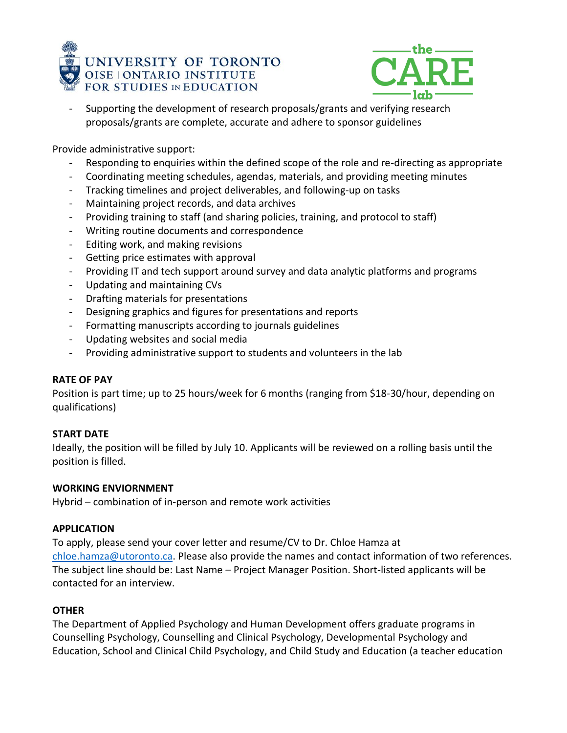- Supporting the development of research proposals/grants and verifying research proposals/grants are complete, accurate and adhere to sponsor guidelines

Provide administrative support:

- Responding to enquiries within the defined scope of the role and re-directing as appropriate
- Coordinating meeting schedules, agendas, materials, and providing meeting minutes
- Tracking timelines and project deliverables, and following-up on tasks
- Maintaining project records, and data archives
- Providing training to staff (and sharing policies, training, and protocol to staff)
- Writing routine documents and correspondence
- Editing work, and making revisions
- Getting price estimates with approval
- Providing IT and tech support around survey and data analytic platforms and programs
- Updating and maintaining CVs
- Drafting materials for presentations
- Designing graphics and figures for presentations and reports
- Formatting manuscripts according to journals guidelines
- Updating websites and social media
- Providing administrative support to students and volunteers in the lab

**RATE OF PAY**

Position is part time; up to 25 hours/week for 6 months (ranging from $18-30/hour, depending on qualifications)

**START DATE**

Ideally, the position will be filled by July 10. Applicants will be reviewed on a rolling basis until the position is filled.

**WORKING ENVIORNMENT**

Hybrid – combination of in-person and remote work activities

**APPLICATION**

To apply, please send your cover letter and resume/CV to Dr. Chloe Hamza at chloe.hamza@utoronto.ca. Please also provide the names and contact information of two references. The subject line should be: Last Name – Project Manager Position. Short-listed applicants will be contacted for an interview.

**OTHER**

The Department of Applied Psychology and Human Development offers graduate programs in Counselling Psychology, Counselling and Clinical Psychology, Developmental Psychology and Education, School and Clinical Child Psychology, and Child Study and Education (a teacher education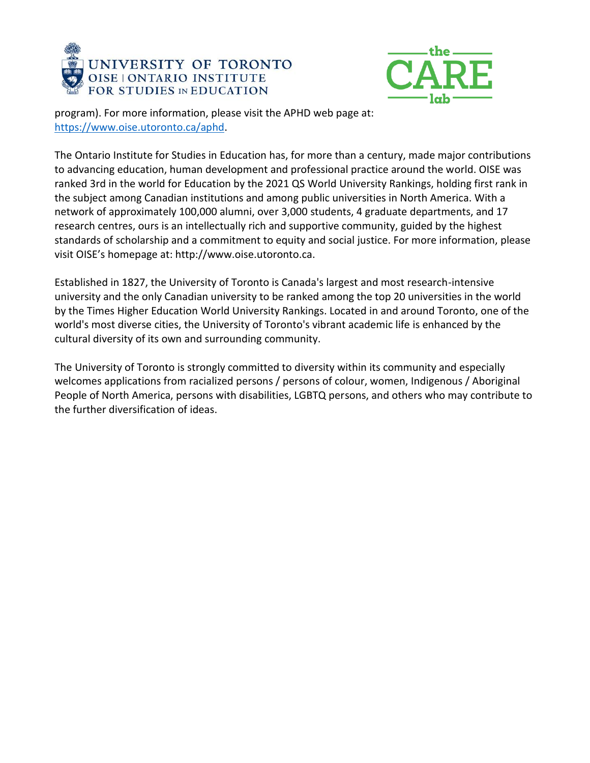program). For more information, please visit the APHD web page at: [https://www.oise.utoronto.ca/aphd](https://www.oise.utoronto.ca/aphd).

The Ontario Institute for Studies in Education has, for more than a century, made major contributions to advancing education, human development and professional practice around the world. OISE was ranked 3rd in the world for Education by the 2021 QS World University Rankings, holding first rank in the subject among Canadian institutions and among public universities in North America. With a network of approximately 100,000 alumni, over 3,000 students, 4 graduate departments, and 17 research centres, ours is an intellectually rich and supportive community, guided by the highest standards of scholarship and a commitment to equity and social justice. For more information, please visit OISE's homepage at: http://www.oise.utoronto.ca.

Established in 1827, the University of Toronto is Canada's largest and most research-intensive university and the only Canadian university to be ranked among the top 20 universities in the world by the Times Higher Education World University Rankings. Located in and around Toronto, one of the world's most diverse cities, the University of Toronto's vibrant academic life is enhanced by the cultural diversity of its own and surrounding community.

The University of Toronto is strongly committed to diversity within its community and especially welcomes applications from racialized persons / persons of colour, women, Indigenous / Aboriginal People of North America, persons with disabilities, LGBTQ persons, and others who may contribute to the further diversification of ideas.